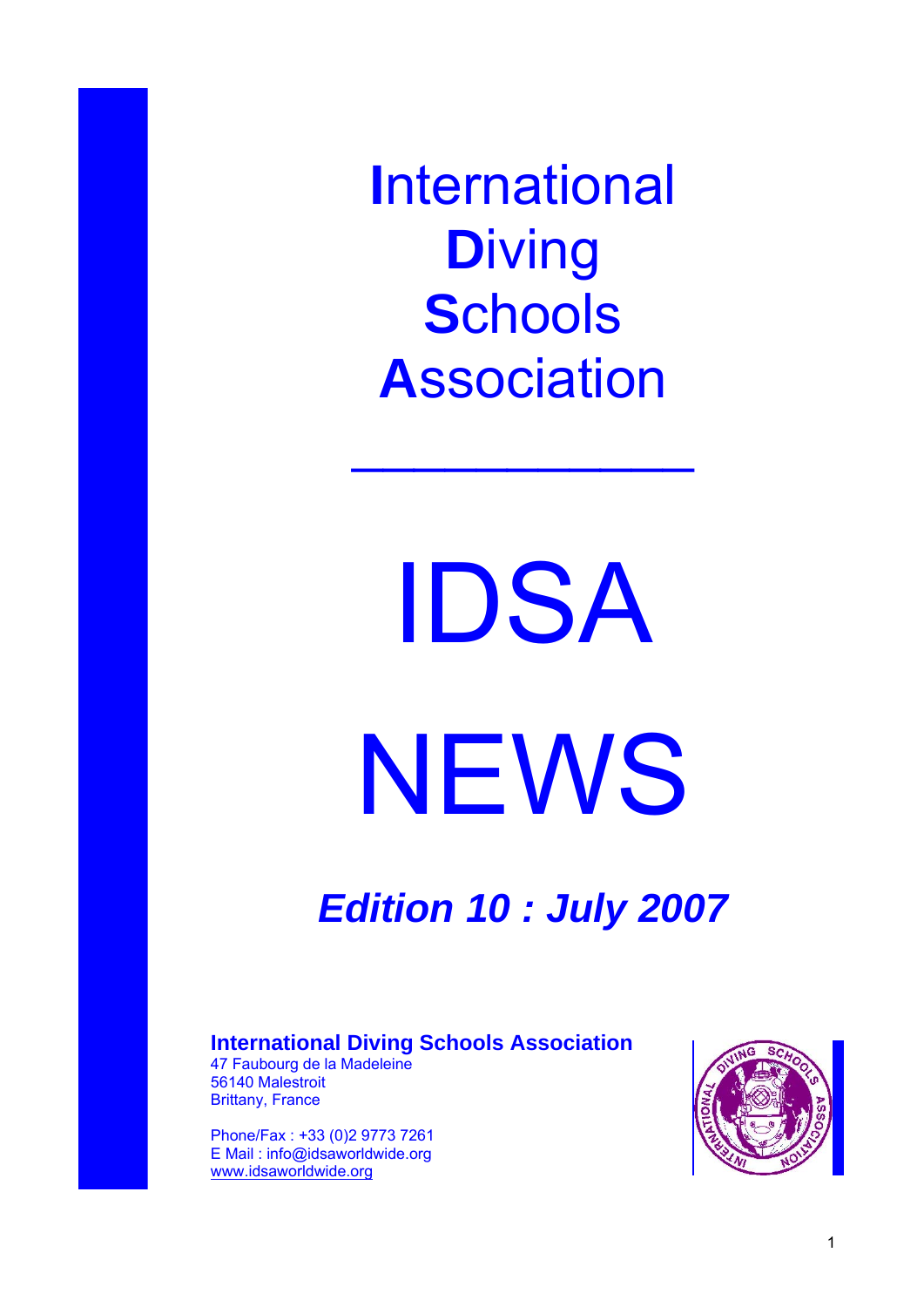# **I**nternational **D**iving **S**chools **A**ssociation

---

# IDSA NEWS

## *Edition 10 : July 2007*

**International Diving Schools Association**
47 Faubourg de la Madeleine
56140 Malestroit
Brittany, France

Phone/Fax : +33 (0)2 9773 7261
E Mail : info@idsaworldwide.org
www.idsaworldwide.org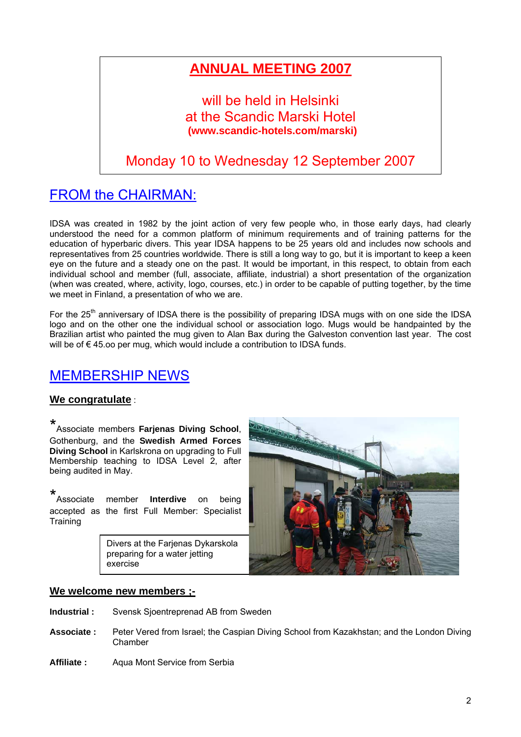## ANNUAL MEETING 2007

will be held in Helsinki
at the Scandic Marski Hotel
**(www.scandic-hotels.com/marski)**

Monday 10 to Wednesday 12 September 2007

## FROM the CHAIRMAN:

IDSA was created in 1982 by the joint action of very few people who, in those early days, had clearly understood the need for a common platform of minimum requirements and of training patterns for the education of hyperbaric divers. This year IDSA happens to be 25 years old and includes now schools and representatives from 25 countries worldwide. There is still a long way to go, but it is important to keep a keen eye on the future and a steady one on the past. It would be important, in this respect, to obtain from each individual school and member (full, associate, affiliate, industrial) a short presentation of the organization (when was created, where, activity, logo, courses, etc.) in order to be capable of putting together, by the time we meet in Finland, a presentation of who we are.

For the 25th anniversary of IDSA there is the possibility of preparing IDSA mugs with on one side the IDSA logo and on the other one the individual school or association logo. Mugs would be handpainted by the Brazilian artist who painted the mug given to Alan Bax during the Galveston convention last year. The cost will be of € 45.oo per mug, which would include a contribution to IDSA funds.

## MEMBERSHIP NEWS

**We congratulate** :

* Associate members **Farjenas Diving School**, Gothenburg, and the **Swedish Armed Forces Diving School** in Karlskrona on upgrading to Full Membership teaching to IDSA Level 2, after being audited in May.

* Associate member **Interdive** on being accepted as the first Full Member: Specialist Training

Divers at the Farjenas Dykarskola preparing for a water jetting exercise

**We welcome new members ;-**

**Industrial :** Svensk Sjoentreprenad AB from Sweden

**Associate :** Peter Vered from Israel; the Caspian Diving School from Kazakhstan; and the London Diving Chamber

**Affiliate :** Aqua Mont Service from Serbia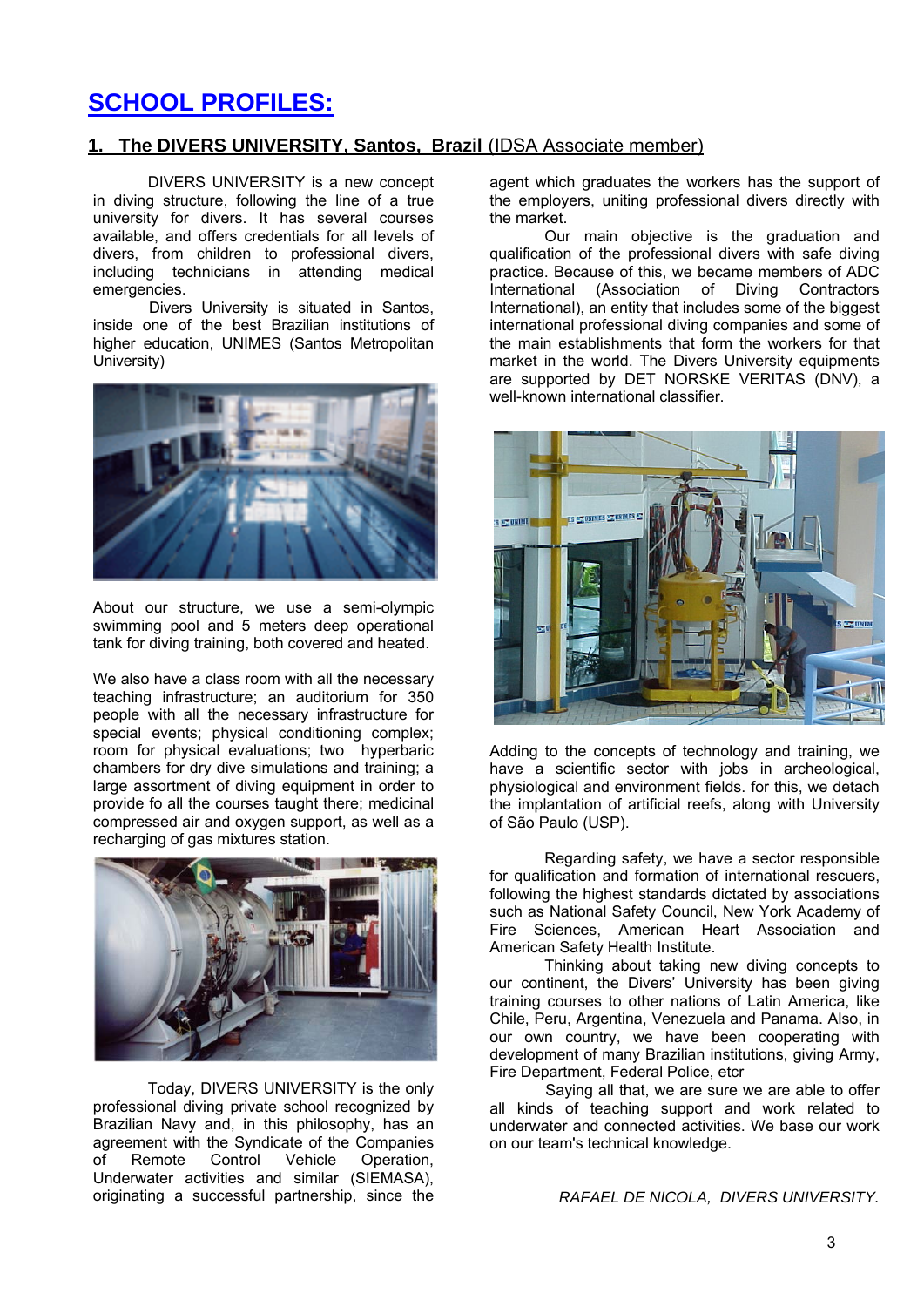# SCHOOL PROFILES:

## 1. The DIVERS UNIVERSITY, Santos, Brazil (IDSA Associate member)

DIVERS UNIVERSITY is a new concept in diving structure, following the line of a true university for divers. It has several courses available, and offers credentials for all levels of divers, from children to professional divers, including technicians in attending medical emergencies.

Divers University is situated in Santos, inside one of the best Brazilian institutions of higher education, UNIMES (Santos Metropolitan University)

About our structure, we use a semi-olympic swimming pool and 5 meters deep operational tank for diving training, both covered and heated.

We also have a class room with all the necessary teaching infrastructure; an auditorium for 350 people with all the necessary infrastructure for special events; physical conditioning complex; room for physical evaluations; two hyperbaric chambers for dry dive simulations and training; a large assortment of diving equipment in order to provide fo all the courses taught there; medicinal compressed air and oxygen support, as well as a recharging of gas mixtures station.

Today, DIVERS UNIVERSITY is the only professional diving private school recognized by Brazilian Navy and, in this philosophy, has an agreement with the Syndicate of the Companies of Remote Control Vehicle Operation, Underwater activities and similar (SIEMASA), originating a successful partnership, since the agent which graduates the workers has the support of the employers, uniting professional divers directly with the market.

Our main objective is the graduation and qualification of the professional divers with safe diving practice. Because of this, we became members of ADC International (Association of Diving Contractors International), an entity that includes some of the biggest international professional diving companies and some of the main establishments that form the workers for that market in the world. The Divers University equipments are supported by DET NORSKE VERITAS (DNV), a well-known international classifier.

Adding to the concepts of technology and training, we have a scientific sector with jobs in archeological, physiological and environment fields. for this, we detach the implantation of artificial reefs, along with University of São Paulo (USP).

Regarding safety, we have a sector responsible for qualification and formation of international rescuers, following the highest standards dictated by associations such as National Safety Council, New York Academy of Fire Sciences, American Heart Association and American Safety Health Institute.

Thinking about taking new diving concepts to our continent, the Divers' University has been giving training courses to other nations of Latin America, like Chile, Peru, Argentina, Venezuela and Panama. Also, in our own country, we have been cooperating with development of many Brazilian institutions, giving Army, Fire Department, Federal Police, etcr

Saying all that, we are sure we are able to offer all kinds of teaching support and work related to underwater and connected activities. We base our work on our team's technical knowledge.

*RAFAEL DE NICOLA, DIVERS UNIVERSITY.*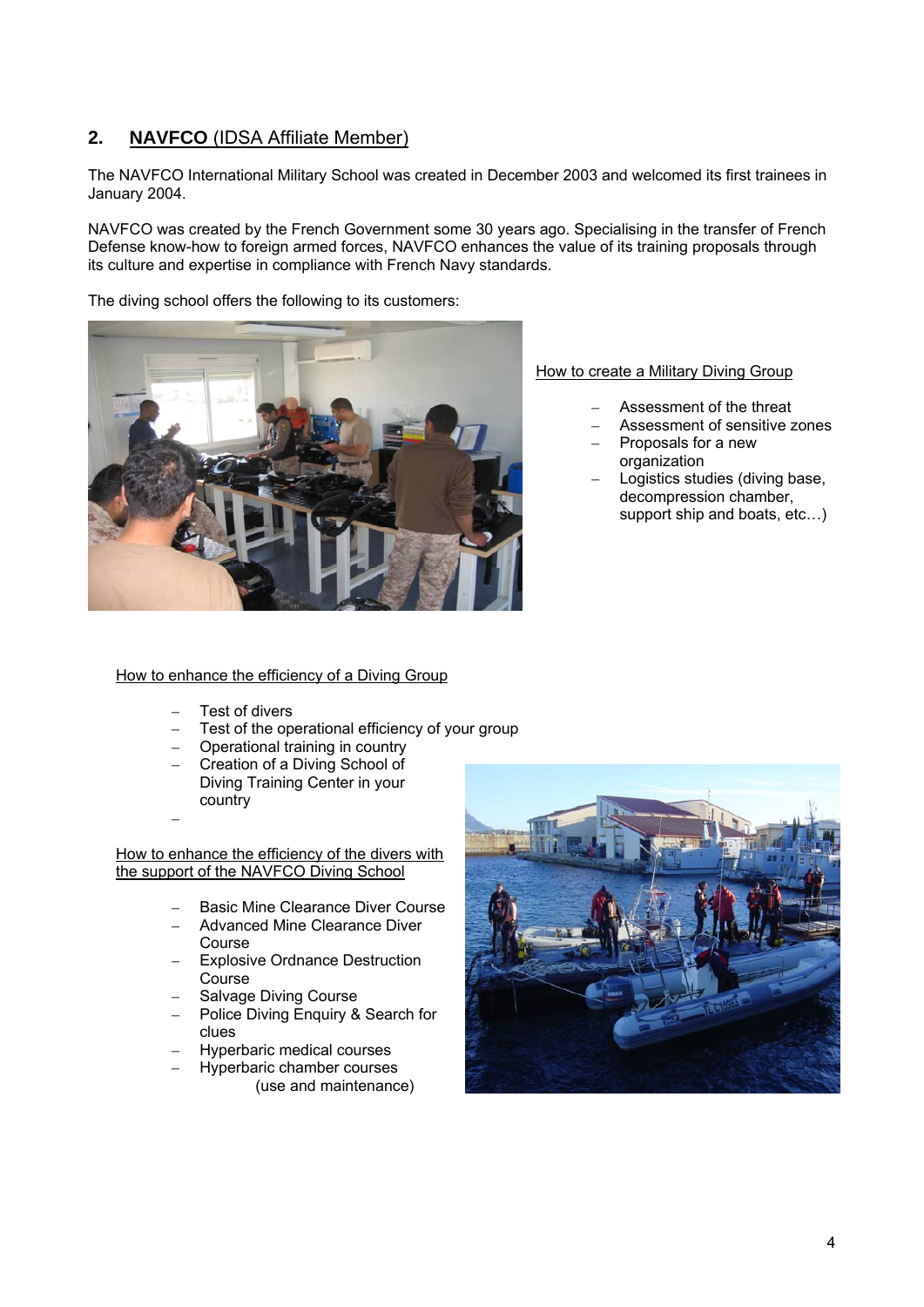## 2. NAVFCO (IDSA Affiliate Member)

The NAVFCO International Military School was created in December 2003 and welcomed its first trainees in January 2004.

NAVFCO was created by the French Government some 30 years ago. Specialising in the transfer of French Defense know-how to foreign armed forces, NAVFCO enhances the value of its training proposals through its culture and expertise in compliance with French Navy standards.

The diving school offers the following to its customers:

How to create a Military Diving Group

- Assessment of the threat
- Assessment of sensitive zones
- Proposals for a new organization
- Logistics studies (diving base, decompression chamber, support ship and boats, etc…)

How to enhance the efficiency of a Diving Group

- Test of divers
- Test of the operational efficiency of your group
- Operational training in country
- Creation of a Diving School of Diving Training Center in your country
-

How to enhance the efficiency of the divers with the support of the NAVFCO Diving School

- Basic Mine Clearance Diver Course
- Advanced Mine Clearance Diver Course
- Explosive Ordnance Destruction Course
- Salvage Diving Course
- Police Diving Enquiry & Search for clues
- Hyperbaric medical courses
- Hyperbaric chamber courses (use and maintenance)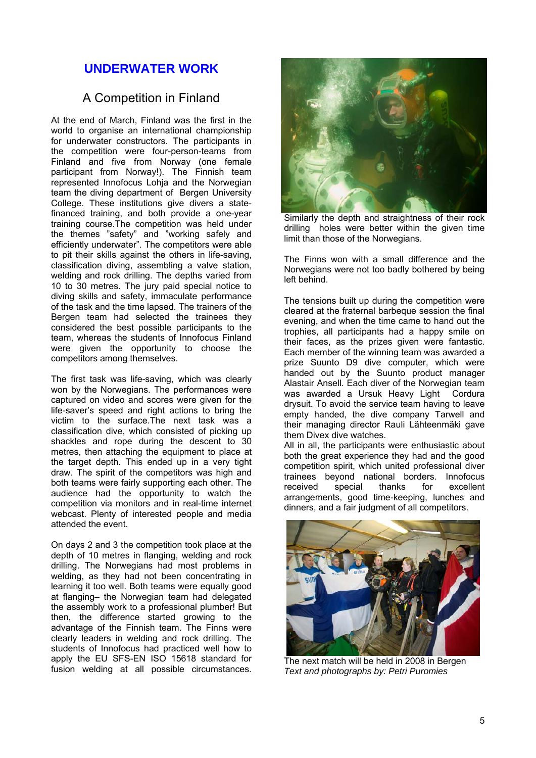## UNDERWATER WORK

### A Competition in Finland

At the end of March, Finland was the first in the world to organise an international championship for underwater constructors. The participants in the competition were four-person-teams from Finland and five from Norway (one female participant from Norway!). The Finnish team represented Innofocus Lohja and the Norwegian team the diving department of Bergen University College. These institutions give divers a state-financed training, and both provide a one-year training course.The competition was held under the themes "safety" and "working safely and efficiently underwater". The competitors were able to pit their skills against the others in life-saving, classification diving, assembling a valve station, welding and rock drilling. The depths varied from 10 to 30 metres. The jury paid special notice to diving skills and safety, immaculate performance of the task and the time lapsed. The trainers of the Bergen team had selected the trainees they considered the best possible participants to the team, whereas the students of Innofocus Finland were given the opportunity to choose the competitors among themselves.

The first task was life-saving, which was clearly won by the Norwegians. The performances were captured on video and scores were given for the life-saver's speed and right actions to bring the victim to the surface.The next task was a classification dive, which consisted of picking up shackles and rope during the descent to 30 metres, then attaching the equipment to place at the target depth. This ended up in a very tight draw. The spirit of the competitors was high and both teams were fairly supporting each other. The audience had the opportunity to watch the competition via monitors and in real-time internet webcast. Plenty of interested people and media attended the event.

On days 2 and 3 the competition took place at the depth of 10 metres in flanging, welding and rock drilling. The Norwegians had most problems in welding, as they had not been concentrating in learning it too well. Both teams were equally good at flanging– the Norwegian team had delegated the assembly work to a professional plumber! But then, the difference started growing to the advantage of the Finnish team. The Finns were clearly leaders in welding and rock drilling. The students of Innofocus had practiced well how to apply the EU SFS-EN ISO 15618 standard for fusion welding at all possible circumstances.

Similarly the depth and straightness of their rock drilling holes were better within the given time limit than those of the Norwegians.

The Finns won with a small difference and the Norwegians were not too badly bothered by being left behind.

The tensions built up during the competition were cleared at the fraternal barbeque session the final evening, and when the time came to hand out the trophies, all participants had a happy smile on their faces, as the prizes given were fantastic. Each member of the winning team was awarded a prize Suunto D9 dive computer, which were handed out by the Suunto product manager Alastair Ansell. Each diver of the Norwegian team was awarded a Ursuk Heavy Light Cordura drysuit. To avoid the service team having to leave empty handed, the dive company Tarwell and their managing director Rauli Lähteenmäki gave them Divex dive watches.

All in all, the participants were enthusiastic about both the great experience they had and the good competition spirit, which united professional diver trainees beyond national borders. Innofocus received special thanks for excellent arrangements, good time-keeping, lunches and dinners, and a fair judgment of all competitors.

The next match will be held in 2008 in Bergen

*Text and photographs by: Petri Puromies*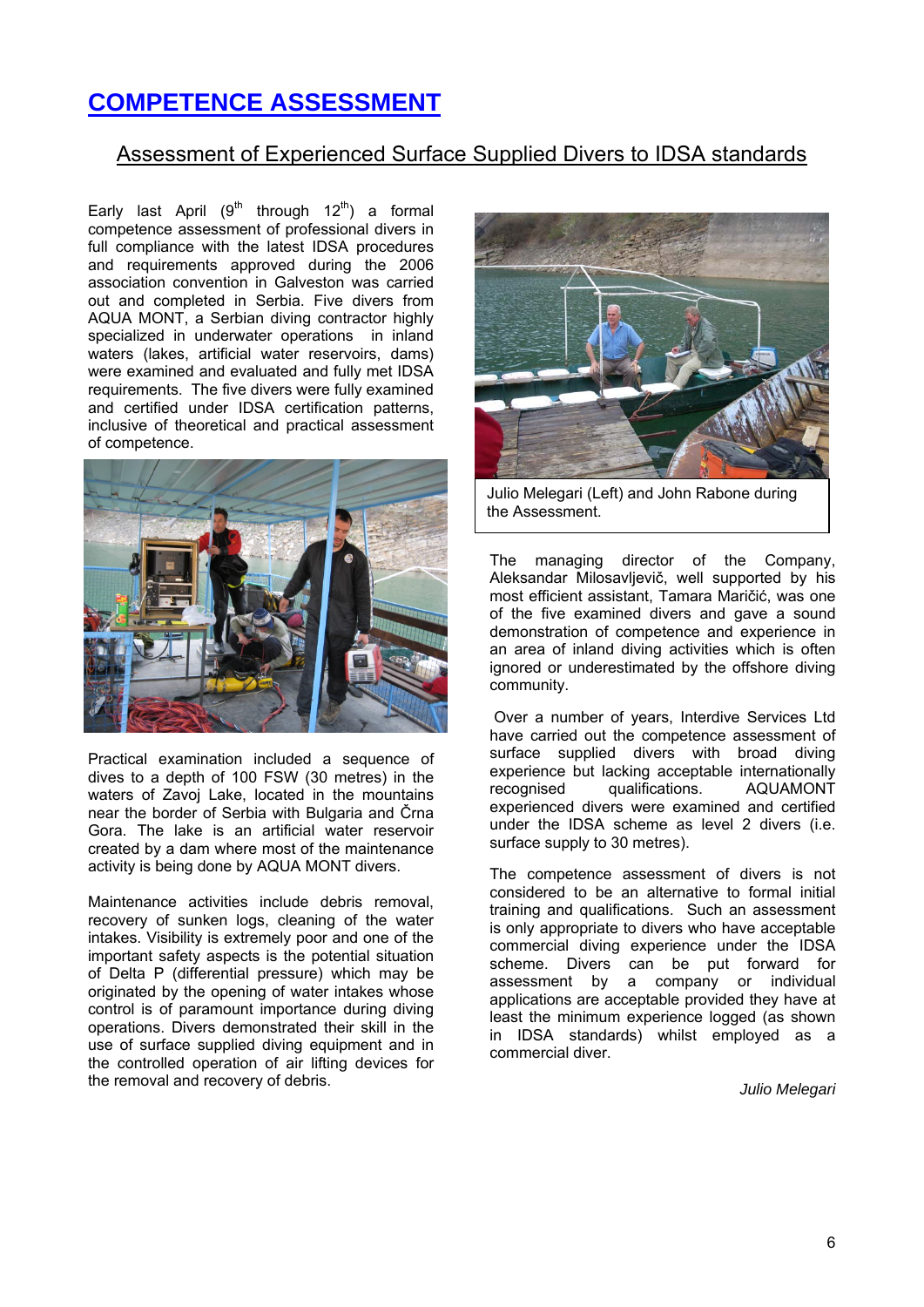# COMPETENCE ASSESSMENT

## Assessment of Experienced Surface Supplied Divers to IDSA standards

Early last April (9th through 12th) a formal competence assessment of professional divers in full compliance with the latest IDSA procedures and requirements approved during the 2006 association convention in Galveston was carried out and completed in Serbia. Five divers from AQUA MONT, a Serbian diving contractor highly specialized in underwater operations in inland waters (lakes, artificial water reservoirs, dams) were examined and evaluated and fully met IDSA requirements. The five divers were fully examined and certified under IDSA certification patterns, inclusive of theoretical and practical assessment of competence.

Practical examination included a sequence of dives to a depth of 100 FSW (30 metres) in the waters of Zavoj Lake, located in the mountains near the border of Serbia with Bulgaria and Črna Gora. The lake is an artificial water reservoir created by a dam where most of the maintenance activity is being done by AQUA MONT divers.

Maintenance activities include debris removal, recovery of sunken logs, cleaning of the water intakes. Visibility is extremely poor and one of the important safety aspects is the potential situation of Delta P (differential pressure) which may be originated by the opening of water intakes whose control is of paramount importance during diving operations. Divers demonstrated their skill in the use of surface supplied diving equipment and in the controlled operation of air lifting devices for the removal and recovery of debris.

Julio Melegari (Left) and John Rabone during the Assessment.

The managing director of the Company, Aleksandar Milosavljevič, well supported by his most efficient assistant, Tamara Maričić, was one of the five examined divers and gave a sound demonstration of competence and experience in an area of inland diving activities which is often ignored or underestimated by the offshore diving community.

Over a number of years, Interdive Services Ltd have carried out the competence assessment of surface supplied divers with broad diving experience but lacking acceptable internationally recognised qualifications. AQUAMONT experienced divers were examined and certified under the IDSA scheme as level 2 divers (i.e. surface supply to 30 metres).

The competence assessment of divers is not considered to be an alternative to formal initial training and qualifications. Such an assessment is only appropriate to divers who have acceptable commercial diving experience under the IDSA scheme. Divers can be put forward for assessment by a company or individual applications are acceptable provided they have at least the minimum experience logged (as shown in IDSA standards) whilst employed as a commercial diver.

*Julio Melegari*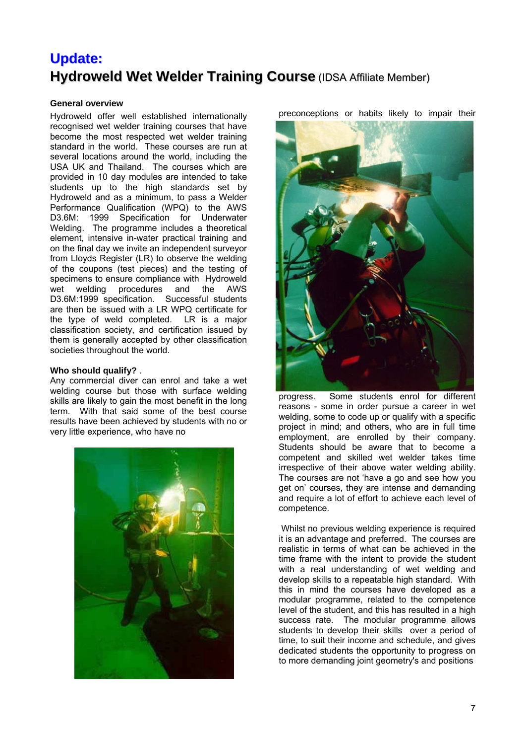# Update:
## Hydroweld Wet Welder Training Course (IDSA Affiliate Member)

**General overview**

Hydroweld offer well established internationally recognised wet welder training courses that have become the most respected wet welder training standard in the world. These courses are run at several locations around the world, including the USA UK and Thailand. The courses which are provided in 10 day modules are intended to take students up to the high standards set by Hydroweld and as a minimum, to pass a Welder Performance Qualification (WPQ) to the AWS D3.6M: 1999 Specification for Underwater Welding. The programme includes a theoretical element, intensive in-water practical training and on the final day we invite an independent surveyor from Lloyds Register (LR) to observe the welding of the coupons (test pieces) and the testing of specimens to ensure compliance with Hydroweld wet welding procedures and the AWS D3.6M:1999 specification. Successful students are then be issued with a LR WPQ certificate for the type of weld completed. LR is a major classification society, and certification issued by them is generally accepted by other classification societies throughout the world.

**Who should qualify?** .

Any commercial diver can enrol and take a wet welding course but those with surface welding skills are likely to gain the most benefit in the long term. With that said some of the best course results have been achieved by students with no or very little experience, who have no preconceptions or habits likely to impair their progress. Some students enrol for different reasons - some in order pursue a career in wet welding, some to code up or qualify with a specific project in mind; and others, who are in full time employment, are enrolled by their company. Students should be aware that to become a competent and skilled wet welder takes time irrespective of their above water welding ability. The courses are not 'have a go and see how you get on' courses, they are intense and demanding and require a lot of effort to achieve each level of competence.

Whilst no previous welding experience is required it is an advantage and preferred. The courses are realistic in terms of what can be achieved in the time frame with the intent to provide the student with a real understanding of wet welding and develop skills to a repeatable high standard. With this in mind the courses have developed as a modular programme, related to the competence level of the student, and this has resulted in a high success rate. The modular programme allows students to develop their skills over a period of time, to suit their income and schedule, and gives dedicated students the opportunity to progress on to more demanding joint geometry's and positions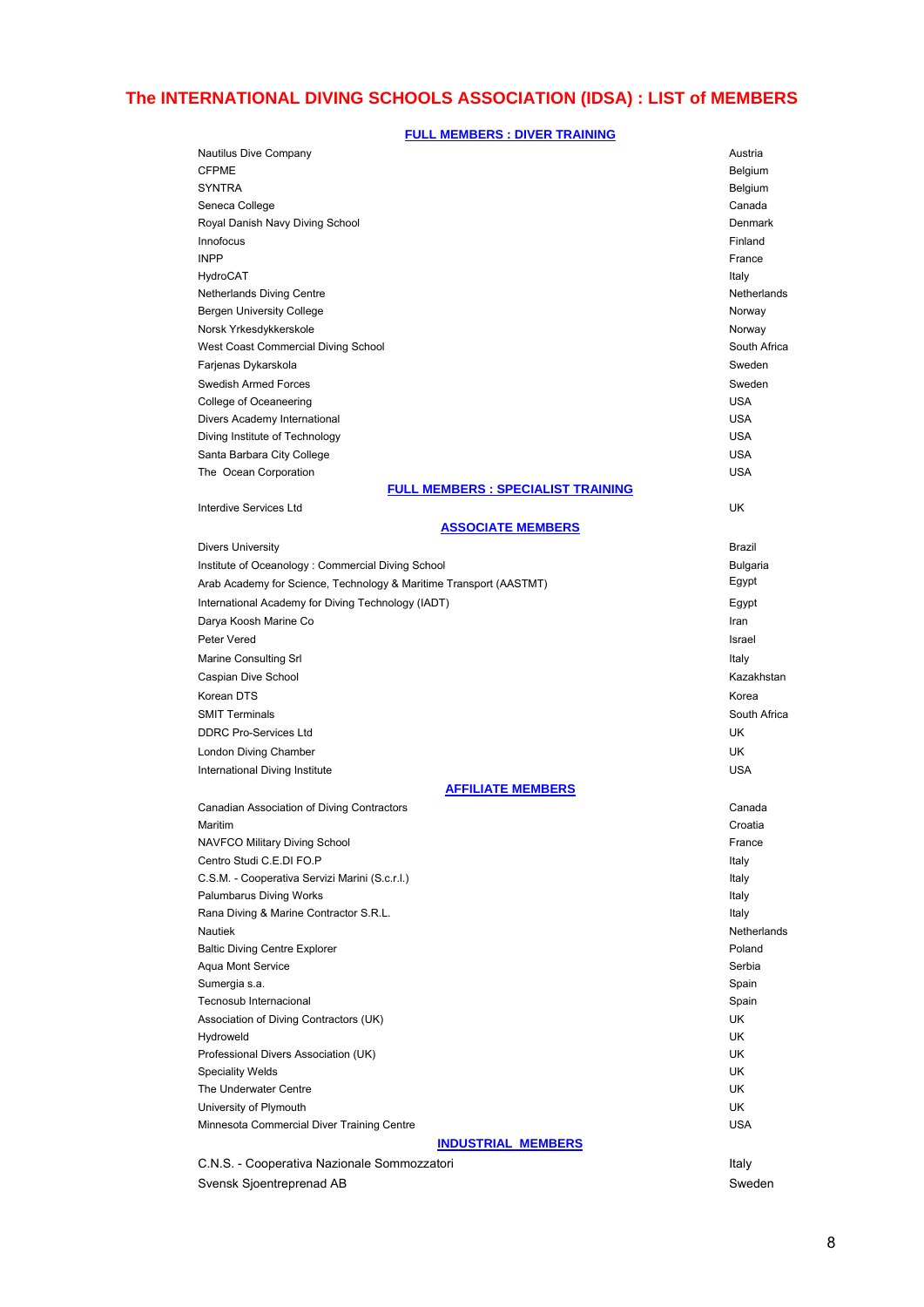# The INTERNATIONAL DIVING SCHOOLS ASSOCIATION (IDSA) : LIST of MEMBERS

## FULL MEMBERS : DIVER TRAINING

| | |
|---|---|
| Nautilus Dive Company | Austria |
| CFPME | Belgium |
| SYNTRA | Belgium |
| Seneca College | Canada |
| Royal Danish Navy Diving School | Denmark |
| Innofocus | Finland |
| INPP | France |
| HydroCAT | Italy |
| Netherlands Diving Centre | Netherlands |
| Bergen University College | Norway |
| Norsk Yrkesdykkerskole | Norway |
| West Coast Commercial Diving School | South Africa |
| Farjenas Dykarskola | Sweden |
| Swedish Armed Forces | Sweden |
| College of Oceaneering | USA |
| Divers Academy International | USA |
| Diving Institute of Technology | USA |
| Santa Barbara City College | USA |
| The Ocean Corporation | USA |

## FULL MEMBERS : SPECIALIST TRAINING

| | |
|---|---|
| Interdive Services Ltd | UK |

## ASSOCIATE MEMBERS

| | |
|---|---|
| Divers University | Brazil |
| Institute of Oceanology : Commercial Diving School | Bulgaria |
| Arab Academy for Science, Technology & Maritime Transport (AASTMT) | Egypt |
| International Academy for Diving Technology (IADT) | Egypt |
| Darya Koosh Marine Co | Iran |
| Peter Vered | Israel |
| Marine Consulting Srl | Italy |
| Caspian Dive School | Kazakhstan |
| Korean DTS | Korea |
| SMIT Terminals | South Africa |
| DDRC Pro-Services Ltd | UK |
| London Diving Chamber | UK |
| International Diving Institute | USA |

## AFFILIATE MEMBERS

| | |
|---|---|
| Canadian Association of Diving Contractors | Canada |
| Maritim | Croatia |
| NAVFCO Military Diving School | France |
| Centro Studi C.E.DI FO.P | Italy |
| C.S.M. - Cooperativa Servizi Marini (S.c.r.l.) | Italy |
| Palumbarus Diving Works | Italy |
| Rana Diving & Marine Contractor S.R.L. | Italy |
| Nautiek | Netherlands |
| Baltic Diving Centre Explorer | Poland |
| Aqua Mont Service | Serbia |
| Sumergia s.a. | Spain |
| Tecnosub Internacional | Spain |
| Association of Diving Contractors (UK) | UK |
| Hydroweld | UK |
| Professional Divers Association (UK) | UK |
| Speciality Welds | UK |
| The Underwater Centre | UK |
| University of Plymouth | UK |
| Minnesota Commercial Diver Training Centre | USA |

## INDUSTRIAL MEMBERS

| | |
|---|---|
| C.N.S. - Cooperativa Nazionale Sommozzatori | Italy |
| Svensk Sjoentreprenad AB | Sweden |